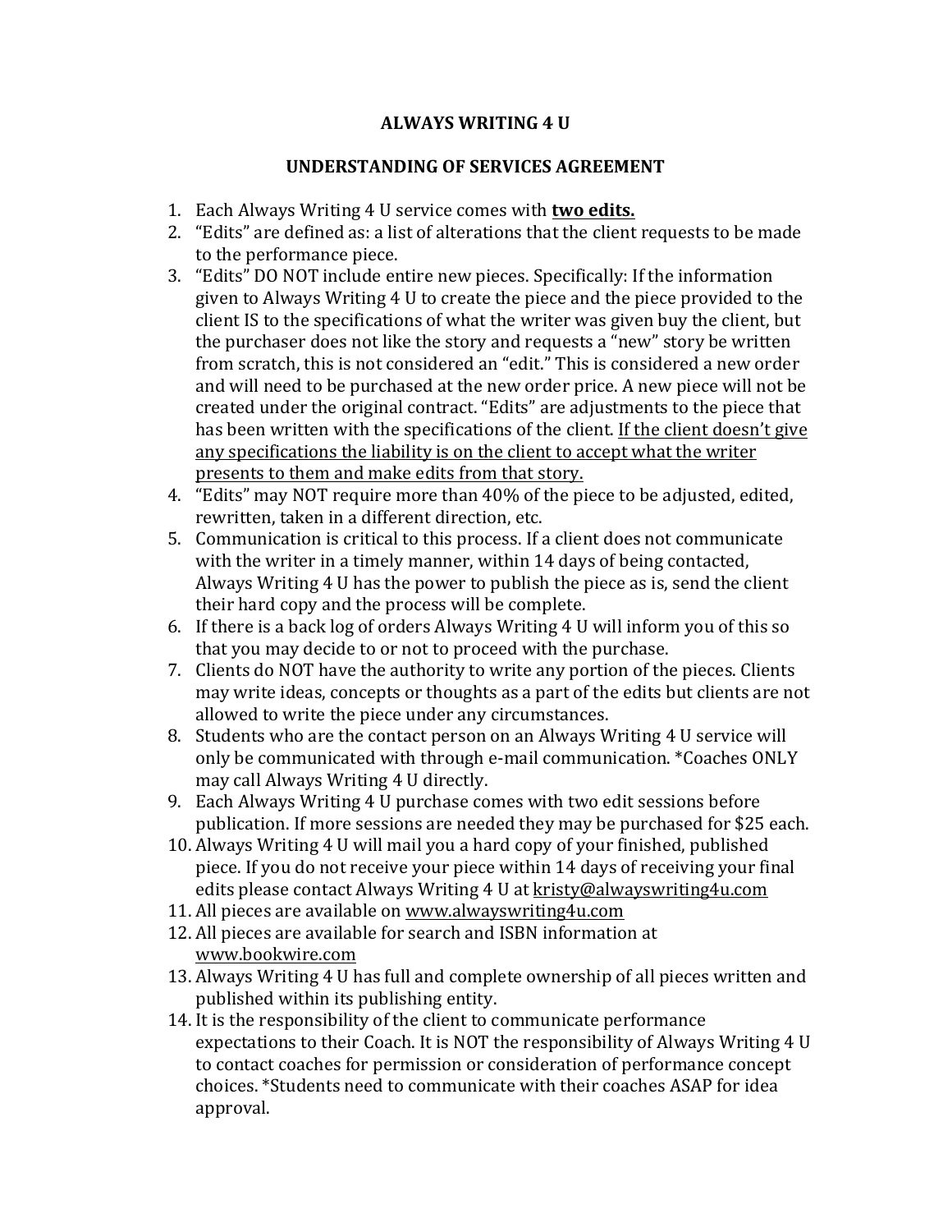# ALWAYS WRITING 4 U

## UNDERSTANDING OF SERVICES AGREEMENT

1. Each Always Writing 4 U service comes with **two edits.**
2. "Edits" are defined as: a list of alterations that the client requests to be made to the performance piece.
3. "Edits" DO NOT include entire new pieces. Specifically: If the information given to Always Writing 4 U to create the piece and the piece provided to the client IS to the specifications of what the writer was given buy the client, but the purchaser does not like the story and requests a "new" story be written from scratch, this is not considered an "edit." This is considered a new order and will need to be purchased at the new order price. A new piece will not be created under the original contract. "Edits" are adjustments to the piece that has been written with the specifications of the client. If the client doesn't give any specifications the liability is on the client to accept what the writer presents to them and make edits from that story.
4. "Edits" may NOT require more than 40% of the piece to be adjusted, edited, rewritten, taken in a different direction, etc.
5. Communication is critical to this process. If a client does not communicate with the writer in a timely manner, within 14 days of being contacted, Always Writing 4 U has the power to publish the piece as is, send the client their hard copy and the process will be complete.
6. If there is a back log of orders Always Writing 4 U will inform you of this so that you may decide to or not to proceed with the purchase.
7. Clients do NOT have the authority to write any portion of the pieces. Clients may write ideas, concepts or thoughts as a part of the edits but clients are not allowed to write the piece under any circumstances.
8. Students who are the contact person on an Always Writing 4 U service will only be communicated with through e-mail communication. *Coaches ONLY may call Always Writing 4 U directly.
9. Each Always Writing 4 U purchase comes with two edit sessions before publication. If more sessions are needed they may be purchased for $25 each.
10. Always Writing 4 U will mail you a hard copy of your finished, published piece. If you do not receive your piece within 14 days of receiving your final edits please contact Always Writing 4 U at kristy@alwayswriting4u.com
11. All pieces are available on www.alwayswriting4u.com
12. All pieces are available for search and ISBN information at www.bookwire.com
13. Always Writing 4 U has full and complete ownership of all pieces written and published within its publishing entity.
14. It is the responsibility of the client to communicate performance expectations to their Coach. It is NOT the responsibility of Always Writing 4 U to contact coaches for permission or consideration of performance concept choices. *Students need to communicate with their coaches ASAP for idea approval.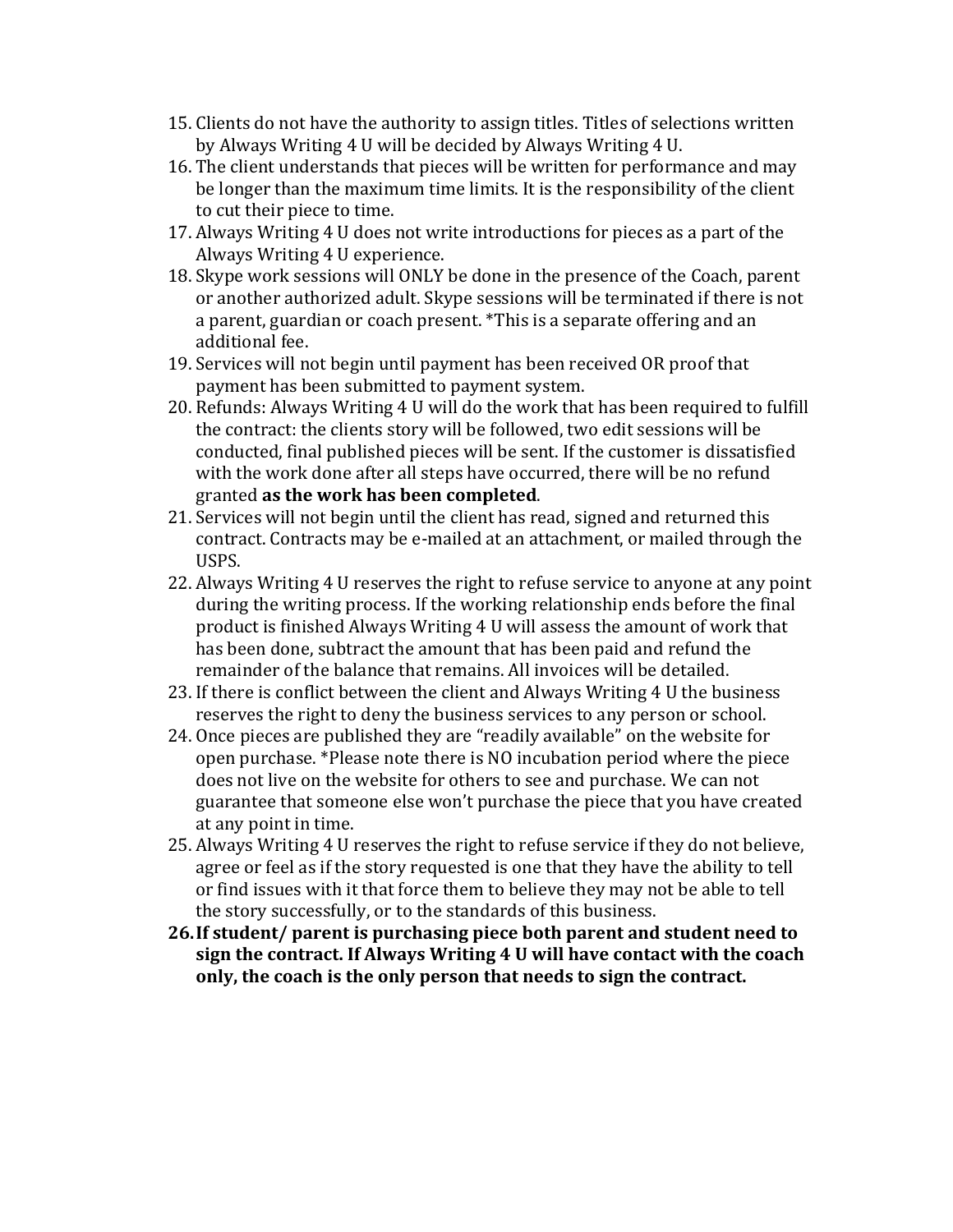15. Clients do not have the authority to assign titles. Titles of selections written by Always Writing 4 U will be decided by Always Writing 4 U.
16. The client understands that pieces will be written for performance and may be longer than the maximum time limits. It is the responsibility of the client to cut their piece to time.
17. Always Writing 4 U does not write introductions for pieces as a part of the Always Writing 4 U experience.
18. Skype work sessions will ONLY be done in the presence of the Coach, parent or another authorized adult. Skype sessions will be terminated if there is not a parent, guardian or coach present. *This is a separate offering and an additional fee.
19. Services will not begin until payment has been received OR proof that payment has been submitted to payment system.
20. Refunds: Always Writing 4 U will do the work that has been required to fulfill the contract: the clients story will be followed, two edit sessions will be conducted, final published pieces will be sent. If the customer is dissatisfied with the work done after all steps have occurred, there will be no refund granted **as the work has been completed**.
21. Services will not begin until the client has read, signed and returned this contract. Contracts may be e-mailed at an attachment, or mailed through the USPS.
22. Always Writing 4 U reserves the right to refuse service to anyone at any point during the writing process. If the working relationship ends before the final product is finished Always Writing 4 U will assess the amount of work that has been done, subtract the amount that has been paid and refund the remainder of the balance that remains. All invoices will be detailed.
23. If there is conflict between the client and Always Writing 4 U the business reserves the right to deny the business services to any person or school.
24. Once pieces are published they are "readily available" on the website for open purchase. *Please note there is NO incubation period where the piece does not live on the website for others to see and purchase. We can not guarantee that someone else won't purchase the piece that you have created at any point in time.
25. Always Writing 4 U reserves the right to refuse service if they do not believe, agree or feel as if the story requested is one that they have the ability to tell or find issues with it that force them to believe they may not be able to tell the story successfully, or to the standards of this business.
26. **If student/ parent is purchasing piece both parent and student need to sign the contract. If Always Writing 4 U will have contact with the coach only, the coach is the only person that needs to sign the contract.**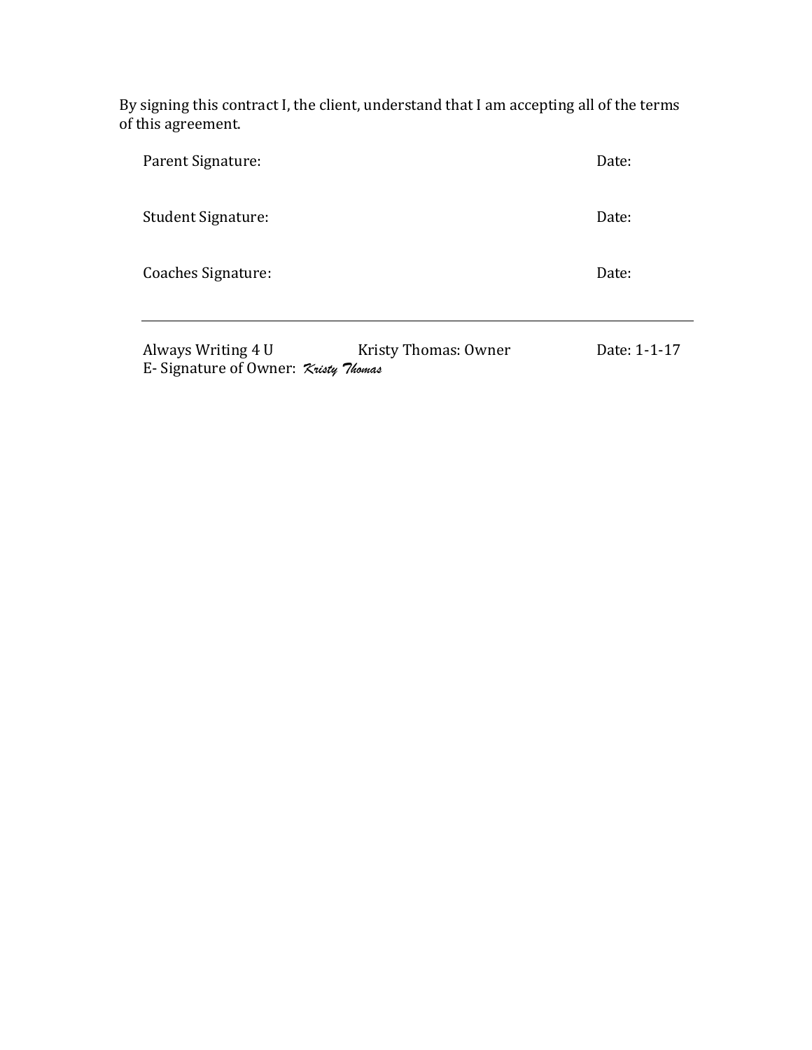By signing this contract I, the client, understand that I am accepting all of the terms of this agreement.

Parent Signature: Date:

Student Signature: Date:

Coaches Signature: Date:

---

Always Writing 4 U Kristy Thomas: Owner Date: 1-1-17
E- Signature of Owner: *Kristy Thomas*